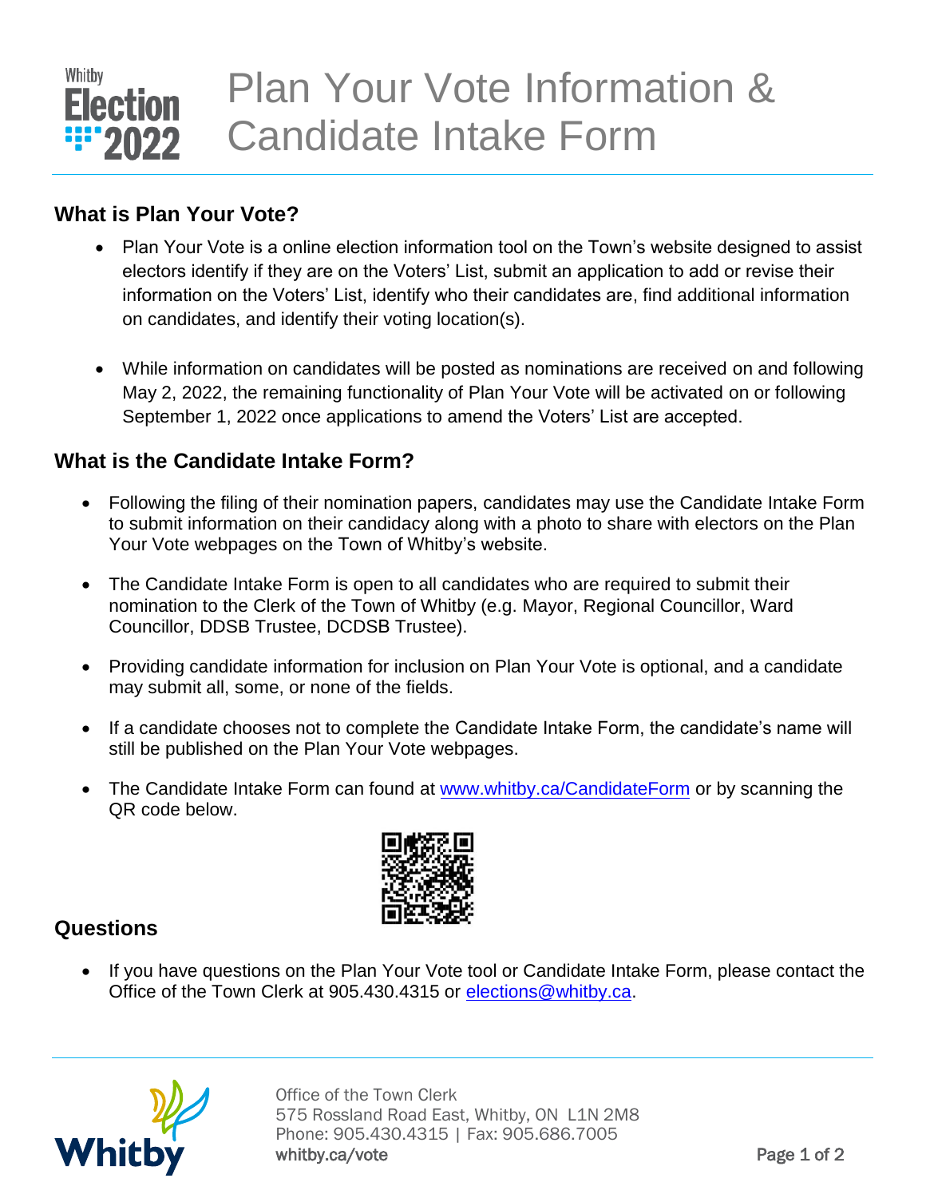Whitby Election 2022

# Plan Your Vote Information & Candidate Intake Form

## What is Plan Your Vote?

- Plan Your Vote is a online election information tool on the Town's website designed to assist electors identify if they are on the Voters' List, submit an application to add or revise their information on the Voters' List, identify who their candidates are, find additional information on candidates, and identify their voting location(s).
- While information on candidates will be posted as nominations are received on and following May 2, 2022, the remaining functionality of Plan Your Vote will be activated on or following September 1, 2022 once applications to amend the Voters' List are accepted.

## What is the Candidate Intake Form?

- Following the filing of their nomination papers, candidates may use the Candidate Intake Form to submit information on their candidacy along with a photo to share with electors on the Plan Your Vote webpages on the Town of Whitby's website.
- The Candidate Intake Form is open to all candidates who are required to submit their nomination to the Clerk of the Town of Whitby (e.g. Mayor, Regional Councillor, Ward Councillor, DDSB Trustee, DCDSB Trustee).
- Providing candidate information for inclusion on Plan Your Vote is optional, and a candidate may submit all, some, or none of the fields.
- If a candidate chooses not to complete the Candidate Intake Form, the candidate's name will still be published on the Plan Your Vote webpages.
- The Candidate Intake Form can found at www.whitby.ca/CandidateForm or by scanning the QR code below.

## Questions

- If you have questions on the Plan Your Vote tool or Candidate Intake Form, please contact the Office of the Town Clerk at 905.430.4315 or elections@whitby.ca.

Office of the Town Clerk
575 Rossland Road East, Whitby, ON L1N 2M8
Phone: 905.430.4315 | Fax: 905.686.7005
whitby.ca/vote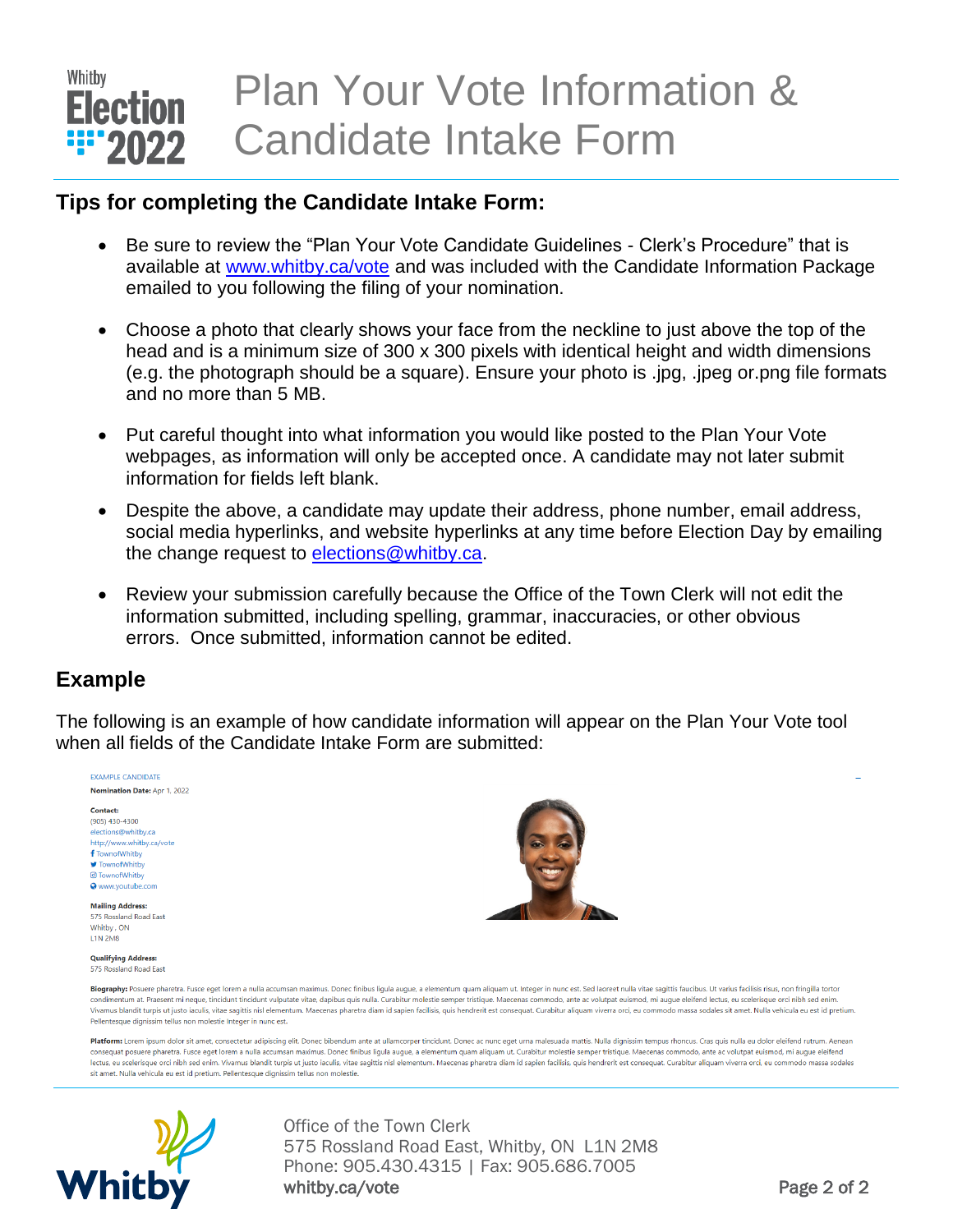## Tips for completing the Candidate Intake Form:

- Be sure to review the "Plan Your Vote Candidate Guidelines - Clerk's Procedure" that is available at www.whitby.ca/vote and was included with the Candidate Information Package emailed to you following the filing of your nomination.
- Choose a photo that clearly shows your face from the neckline to just above the top of the head and is a minimum size of 300 x 300 pixels with identical height and width dimensions (e.g. the photograph should be a square). Ensure your photo is .jpg, .jpeg or.png file formats and no more than 5 MB.
- Put careful thought into what information you would like posted to the Plan Your Vote webpages, as information will only be accepted once. A candidate may not later submit information for fields left blank.
- Despite the above, a candidate may update their address, phone number, email address, social media hyperlinks, and website hyperlinks at any time before Election Day by emailing the change request to elections@whitby.ca.
- Review your submission carefully because the Office of the Town Clerk will not edit the information submitted, including spelling, grammar, inaccuracies, or other obvious errors. Once submitted, information cannot be edited.

## Example

The following is an example of how candidate information will appear on the Plan Your Vote tool when all fields of the Candidate Intake Form are submitted:

EXAMPLE CANDIDATE

**Nomination Date:** Apr 1, 2022

**Contact:**
(905) 430-4300
elections@whitby.ca
http://www.whitby.ca/vote
TownofWhitby
TownofWhitby
TownofWhitby
www.youtube.com

**Mailing Address:**
575 Rossland Road East
Whitby , ON
L1N 2M8

**Qualifying Address:**
575 Rossland Road East

**Biography:** Posuere pharetra. Fusce eget lorem a nulla accumsan maximus. Donec finibus ligula augue, a elementum quam aliquam ut. Integer in nunc est. Sed laoreet nulla vitae sagittis faucibus. Ut varius facilisis risus, non fringilla tortor condimentum at. Praesent mi neque, tincidunt tincidunt vulputate vitae, dapibus quis nulla. Curabitur molestie semper tristique. Maecenas commodo, ante ac volutpat euismod, mi augue eleifend lectus, eu scelerisque orci nibh sed enim. Vivamus blandit turpis ut justo iaculis, vitae sagittis nisl elementum. Maecenas pharetra diam id sapien facilisis, quis hendrerit est consequat. Curabitur aliquam viverra orci, eu commodo massa sodales sit amet. Nulla vehicula eu est id pretium. Pellentesque dignissim tellus non molestie Integer in nunc est.

**Platform:** Lorem ipsum dolor sit amet, consectetur adipiscing elit. Donec bibendum ante at ullamcorper tincidunt. Donec ac nunc eget urna malesuada mattis. Nulla dignissim tempus rhoncus. Cras quis nulla eu dolor eleifend rutrum. Aenean consequat posuere pharetra. Fusce eget lorem a nulla accumsan maximus. Donec finibus ligula augue, a elementum quam aliquam ut. Curabitur molestie semper tristique. Maecenas commodo, ante ac volutpat euismod, mi augue eleifend lectus, eu scelerisque orci nibh sed enim. Vivamus blandit turpis ut justo iaculis, vitae sagittis nisl elementum. Maecenas pharetra diam id sapien facilisis, quis hendrerit est consequat. Curabitur aliquam viverra orci, eu commodo massa sodales sit amet. Nulla vehicula eu est id pretium. Pellentesque dignissim tellus non molestie.